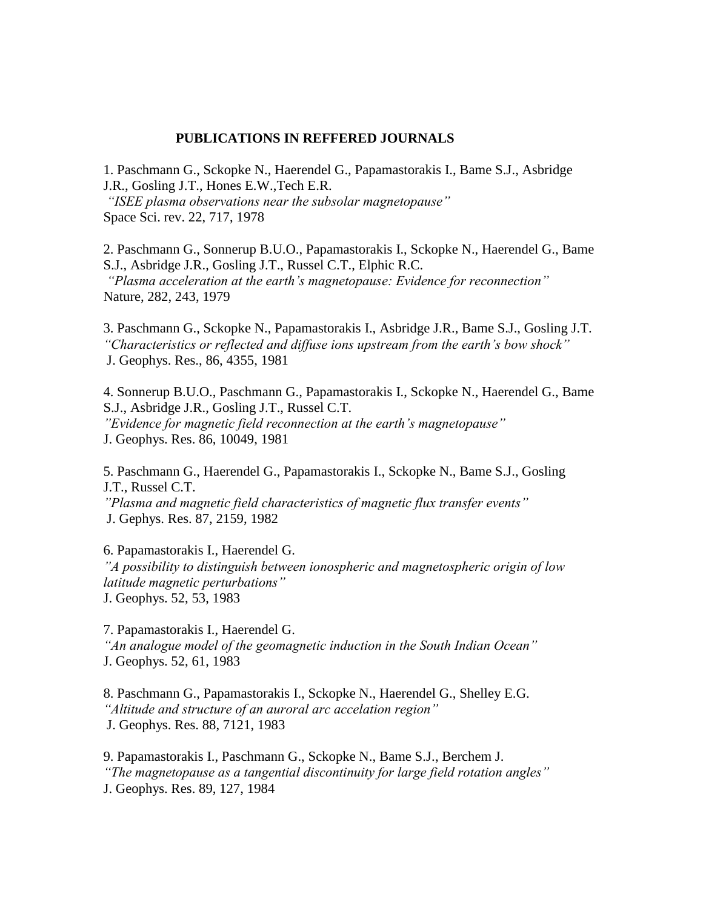### PUBLICATIONS IN REFFERED JOURNALS

1. Paschmann G., Sckopke N., Haerendel G., Papamastorakis I., Bame S.J., Asbridge J.R., Gosling J.T., Hones E.W.,Tech E.R.
*"ISEE plasma observations near the subsolar magnetopause"*
Space Sci. rev. 22, 717, 1978

2. Paschmann G., Sonnerup B.U.O., Papamastorakis I., Sckopke N., Haerendel G., Bame S.J., Asbridge J.R., Gosling J.T., Russel C.T., Elphic R.C.
*"Plasma acceleration at the earth's magnetopause: Evidence for reconnection"*
Nature, 282, 243, 1979

3. Paschmann G., Sckopke N., Papamastorakis I., Asbridge J.R., Bame S.J., Gosling J.T.
*"Characteristics or reflected and diffuse ions upstream from the earth's bow shock"*
J. Geophys. Res., 86, 4355, 1981

4. Sonnerup B.U.O., Paschmann G., Papamastorakis I., Sckopke N., Haerendel G., Bame S.J., Asbridge J.R., Gosling J.T., Russel C.T.
*"Evidence for magnetic field reconnection at the earth's magnetopause"*
J. Geophys. Res. 86, 10049, 1981

5. Paschmann G., Haerendel G., Papamastorakis I., Sckopke N., Bame S.J., Gosling J.T., Russel C.T.
*"Plasma and magnetic field characteristics of magnetic flux transfer events"*
J. Gephys. Res. 87, 2159, 1982

6. Papamastorakis I., Haerendel G.
*"A possibility to distinguish between ionospheric and magnetospheric origin of low latitude magnetic perturbations"*
J. Geophys. 52, 53, 1983

7. Papamastorakis I., Haerendel G.
*"An analogue model of the geomagnetic induction in the South Indian Ocean"*
J. Geophys. 52, 61, 1983

8. Paschmann G., Papamastorakis I., Sckopke N., Haerendel G., Shelley E.G.
*"Altitude and structure of an auroral arc accelation region"*
J. Geophys. Res. 88, 7121, 1983

9. Papamastorakis I., Paschmann G., Sckopke N., Bame S.J., Berchem J.
*"The magnetopause as a tangential discontinuity for large field rotation angles"*
J. Geophys. Res. 89, 127, 1984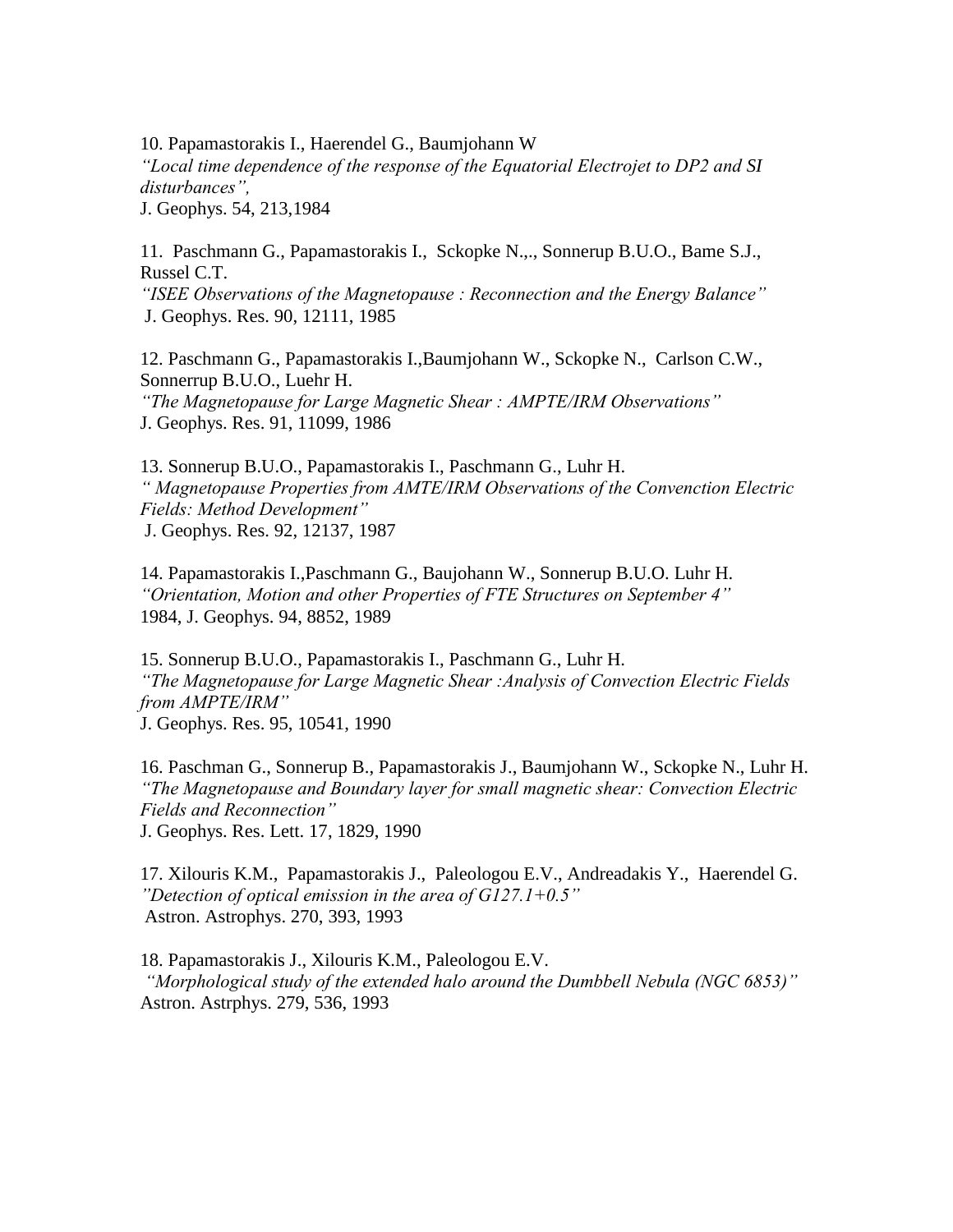10. Papamastorakis I., Haerendel G., Baumjohann W
*"Local time dependence of the response of the Equatorial Electrojet to DP2 and SI disturbances",*
J. Geophys. 54, 213,1984

11. Paschmann G., Papamastorakis I., Sckopke N.,., Sonnerup B.U.O., Bame S.J., Russel C.T.
*"ISEE Observations of the Magnetopause : Reconnection and the Energy Balance"*
J. Geophys. Res. 90, 12111, 1985

12. Paschmann G., Papamastorakis I.,Baumjohann W., Sckopke N., Carlson C.W., Sonnerrup B.U.O., Luehr H.
*"The Magnetopause for Large Magnetic Shear : AMPTE/IRM Observations"*
J. Geophys. Res. 91, 11099, 1986

13. Sonnerup B.U.O., Papamastorakis I., Paschmann G., Luhr H.
*" Magnetopause Properties from AMTE/IRM Observations of the Convenction Electric Fields: Method Development"*
J. Geophys. Res. 92, 12137, 1987

14. Papamastorakis I.,Paschmann G., Baujohann W., Sonnerup B.U.O. Luhr H.
*"Orientation, Motion and other Properties of FTE Structures on September 4"*
1984, J. Geophys. 94, 8852, 1989

15. Sonnerup B.U.O., Papamastorakis I., Paschmann G., Luhr H.
*"The Magnetopause for Large Magnetic Shear :Analysis of Convection Electric Fields from AMPTE/IRM"*
J. Geophys. Res. 95, 10541, 1990

16. Paschman G., Sonnerup B., Papamastorakis J., Baumjohann W., Sckopke N., Luhr H.
*"The Magnetopause and Boundary layer for small magnetic shear: Convection Electric Fields and Reconnection"*
J. Geophys. Res. Lett. 17, 1829, 1990

17. Xilouris K.M., Papamastorakis J., Paleologou E.V., Andreadakis Y., Haerendel G.
*"Detection of optical emission in the area of G127.1+0.5"*
Astron. Astrophys. 270, 393, 1993

18. Papamastorakis J., Xilouris K.M., Paleologou E.V.
*"Morphological study of the extended halo around the Dumbbell Nebula (NGC 6853)"*
Astron. Astrphys. 279, 536, 1993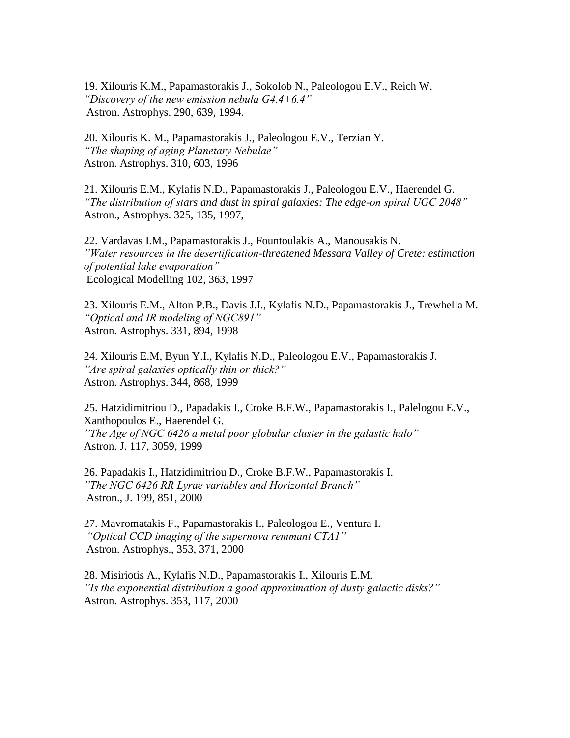19. Xilouris K.M., Papamastorakis J., Sokolob N., Paleologou E.V., Reich W.
*"Discovery of the new emission nebula G4.4+6.4"*
Astron. Astrophys. 290, 639, 1994.

20. Xilouris K. M., Papamastorakis J., Paleologou E.V., Terzian Y.
*"The shaping of aging Planetary Nebulae"*
Astron. Astrophys. 310, 603, 1996

21. Xilouris E.M., Kylafis N.D., Papamastorakis J., Paleologou E.V., Haerendel G.
*"The distribution of stars and dust in spiral galaxies: The edge-on spiral UGC 2048"*
Astron., Astrophys. 325, 135, 1997,

22. Vardavas I.M., Papamastorakis J., Fountoulakis A., Manousakis N.
*"Water resources in the desertification-threatened Messara Valley of Crete: estimation of potential lake evaporation"*
Ecological Modelling 102, 363, 1997

23. Xilouris E.M., Alton P.B., Davis J.I., Kylafis N.D., Papamastorakis J., Trewhella M.
*"Optical and IR modeling of NGC891"*
Astron. Astrophys. 331, 894, 1998

24. Xilouris E.M, Byun Y.I., Kylafis N.D., Paleologou E.V., Papamastorakis J.
*"Are spiral galaxies optically thin or thick?"*
Astron. Astrophys. 344, 868, 1999

25. Hatzidimitriou D., Papadakis I., Croke B.F.W., Papamastorakis I., Palelogou E.V., Xanthopoulos E., Haerendel G.
*"The Age of NGC 6426 a metal poor globular cluster in the galastic halo"*
Astron. J. 117, 3059, 1999

26. Papadakis I., Hatzidimitriou D., Croke B.F.W., Papamastorakis I.
*"The NGC 6426 RR Lyrae variables and Horizontal Branch"*
Astron., J. 199, 851, 2000

27. Mavromatakis F., Papamastorakis I., Paleologou E., Ventura I.
*"Optical CCD imaging of the supernova remmant CTA1"*
Astron. Astrophys., 353, 371, 2000

28. Misiriotis A., Kylafis N.D., Papamastorakis I., Xilouris E.M.
*"Is the exponential distribution a good approximation of dusty galactic disks?"*
Astron. Astrophys. 353, 117, 2000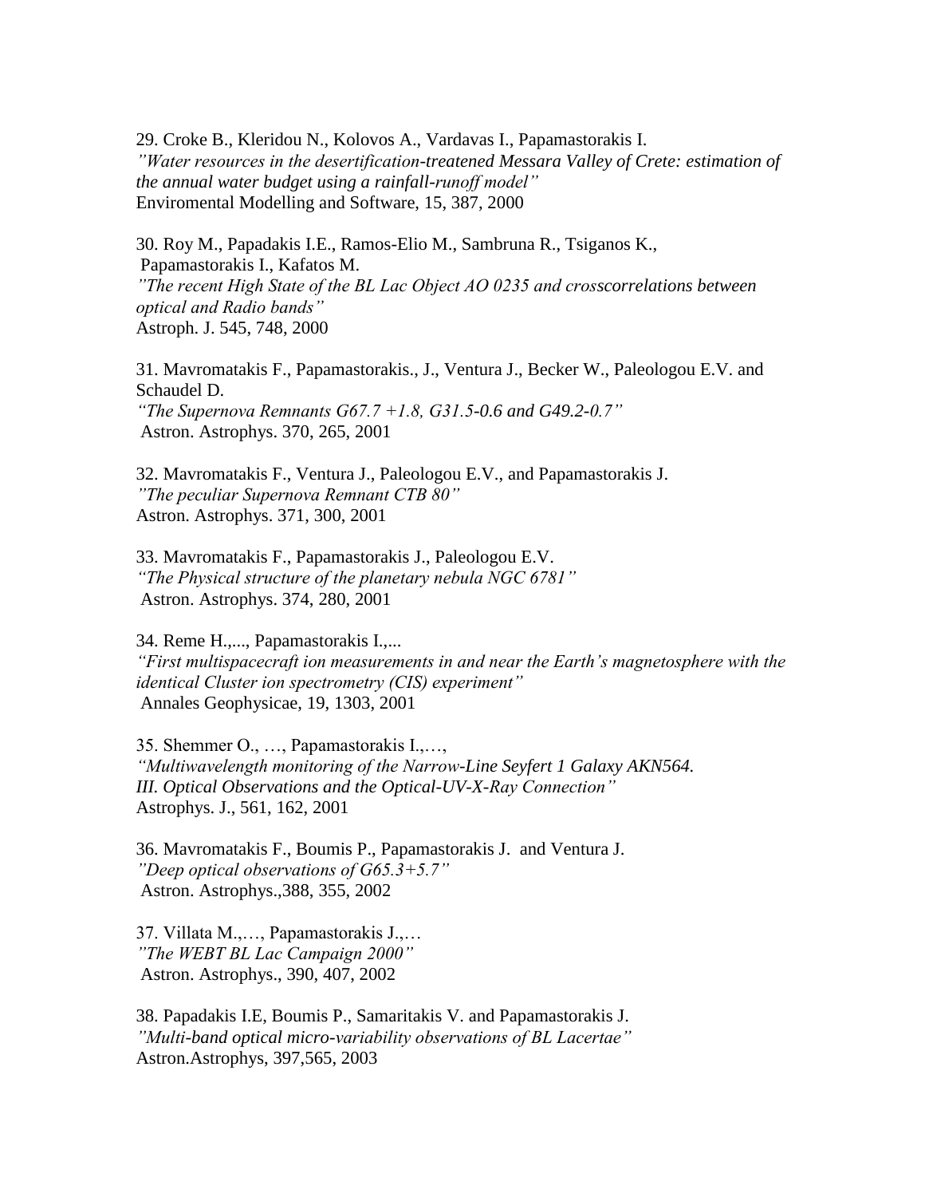29. Croke B., Kleridou N., Kolovos A., Vardavas I., Papamastorakis I.
*”Water resources in the desertification-treatened Messara Valley of Crete: estimation of the annual water budget using a rainfall-runoff model”*
Enviromental Modelling and Software, 15, 387, 2000

30. Roy M., Papadakis I.E., Ramos-Elio M., Sambruna R., Tsiganos K., Papamastorakis I., Kafatos M.
*”The recent High State of the BL Lac Object AO 0235 and crosscorrelations between optical and Radio bands”*
Astroph. J. 545, 748, 2000

31. Mavromatakis F., Papamastorakis., J., Ventura J., Becker W., Paleologou E.V. and Schaudel D.
*“The Supernova Remnants G67.7 +1.8, G31.5-0.6 and G49.2-0.7”*
Astron. Astrophys. 370, 265, 2001

32. Mavromatakis F., Ventura J., Paleologou E.V., and Papamastorakis J.
*”The peculiar Supernova Remnant CTB 80”*
Astron. Astrophys. 371, 300, 2001

33. Mavromatakis F., Papamastorakis J., Paleologou E.V.
*“The Physical structure of the planetary nebula NGC 6781”*
Astron. Astrophys. 374, 280, 2001

34. Reme H.,..., Papamastorakis I.,...
*“First multispacecraft ion measurements in and near the Earth’s magnetosphere with the identical Cluster ion spectrometry (CIS) experiment”*
Annales Geophysicae, 19, 1303, 2001

35. Shemmer O., …, Papamastorakis I.,…,
*“Multiwavelength monitoring of the Narrow-Line Seyfert 1 Galaxy AKN564. III. Optical Observations and the Optical-UV-X-Ray Connection”*
Astrophys. J., 561, 162, 2001

36. Mavromatakis F., Boumis P., Papamastorakis J. and Ventura J.
*”Deep optical observations of G65.3+5.7”*
Astron. Astrophys.,388, 355, 2002

37. Villata M.,…, Papamastorakis J.,…
*”The WEBT BL Lac Campaign 2000”*
Astron. Astrophys., 390, 407, 2002

38. Papadakis I.E, Boumis P., Samaritakis V. and Papamastorakis J.
*”Multi-band optical micro-variability observations of BL Lacertae”*
Astron.Astrophys, 397,565, 2003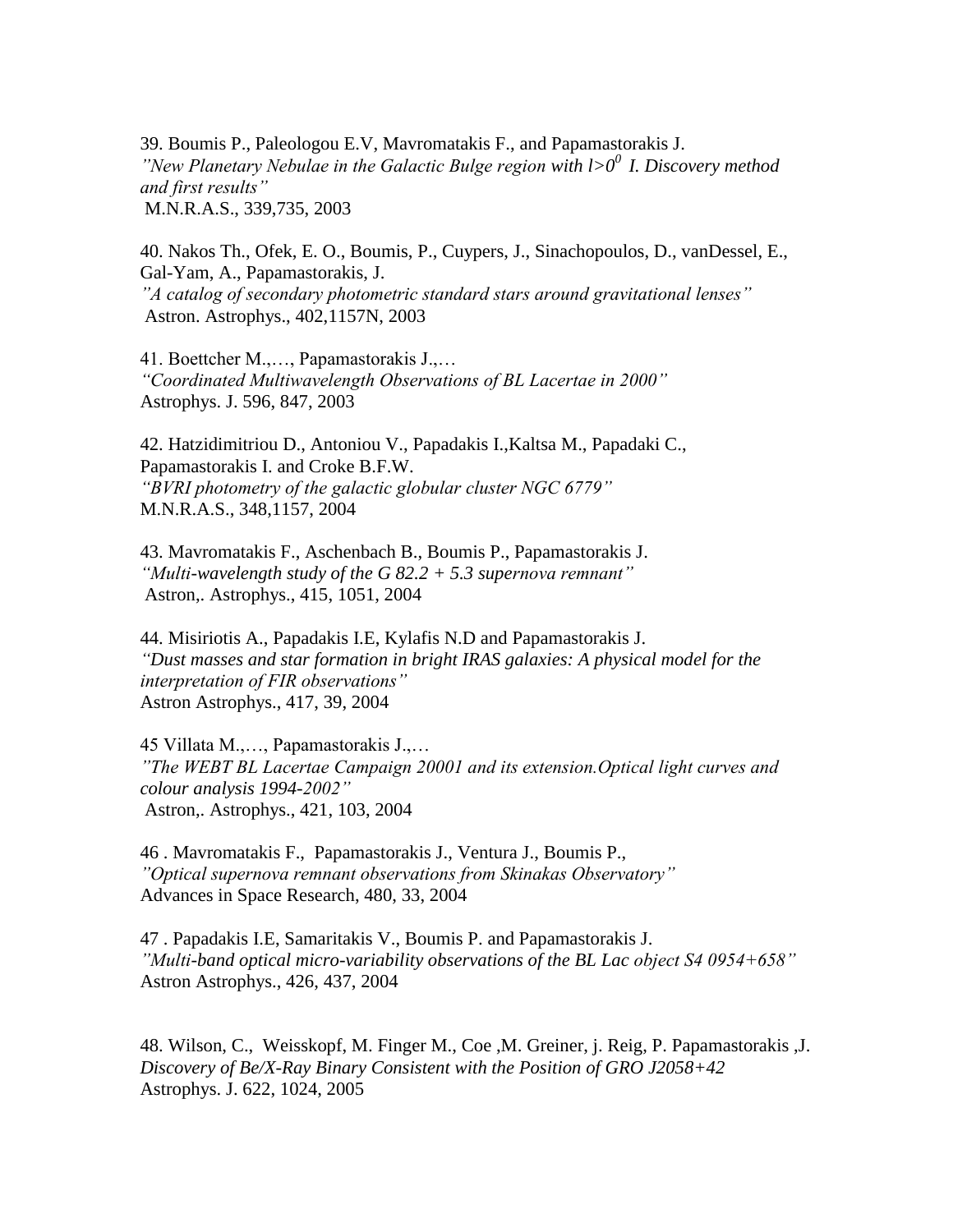39. Boumis P., Paleologou E.V, Mavromatakis F., and Papamastorakis J.
*"New Planetary Nebulae in the Galactic Bulge region with $l>0^0$ I. Discovery method and first results"*
M.N.R.A.S., 339,735, 2003

40. Nakos Th., Ofek, E. O., Boumis, P., Cuypers, J., Sinachopoulos, D., vanDessel, E., Gal-Yam, A., Papamastorakis, J.
*"A catalog of secondary photometric standard stars around gravitational lenses"*
Astron. Astrophys., 402,1157N, 2003

41. Boettcher M.,…, Papamastorakis J.,…
*"Coordinated Multiwavelength Observations of BL Lacertae in 2000"*
Astrophys. J. 596, 847, 2003

42. Hatzidimitriou D., Antoniou V., Papadakis I.,Kaltsa M., Papadaki C., Papamastorakis I. and Croke B.F.W.
*"BVRI photometry of the galactic globular cluster NGC 6779"*
M.N.R.A.S., 348,1157, 2004

43. Mavromatakis F., Aschenbach B., Boumis P., Papamastorakis J.
*"Multi-wavelength study of the G 82.2 + 5.3 supernova remnant"*
Astron,. Astrophys., 415, 1051, 2004

44. Misiriotis A., Papadakis I.E, Kylafis N.D and Papamastorakis J.
*"Dust masses and star formation in bright IRAS galaxies: A physical model for the interpretation of FIR observations"*
Astron Astrophys., 417, 39, 2004

45 Villata M.,…, Papamastorakis J.,…
*"The WEBT BL Lacertae Campaign 20001 and its extension.Optical light curves and colour analysis 1994-2002"*
Astron,. Astrophys., 421, 103, 2004

46 . Mavromatakis F., Papamastorakis J., Ventura J., Boumis P.,
*"Optical supernova remnant observations from Skinakas Observatory"*
Advances in Space Research, 480, 33, 2004

47 . Papadakis I.E, Samaritakis V., Boumis P. and Papamastorakis J.
*"Multi-band optical micro-variability observations of the BL Lac object S4 0954+658"*
Astron Astrophys., 426, 437, 2004

48. Wilson, C., Weisskopf, M. Finger M., Coe ,M. Greiner, j. Reig, P. Papamastorakis ,J.
*Discovery of Be/X-Ray Binary Consistent with the Position of GRO J2058+42*
Astrophys. J. 622, 1024, 2005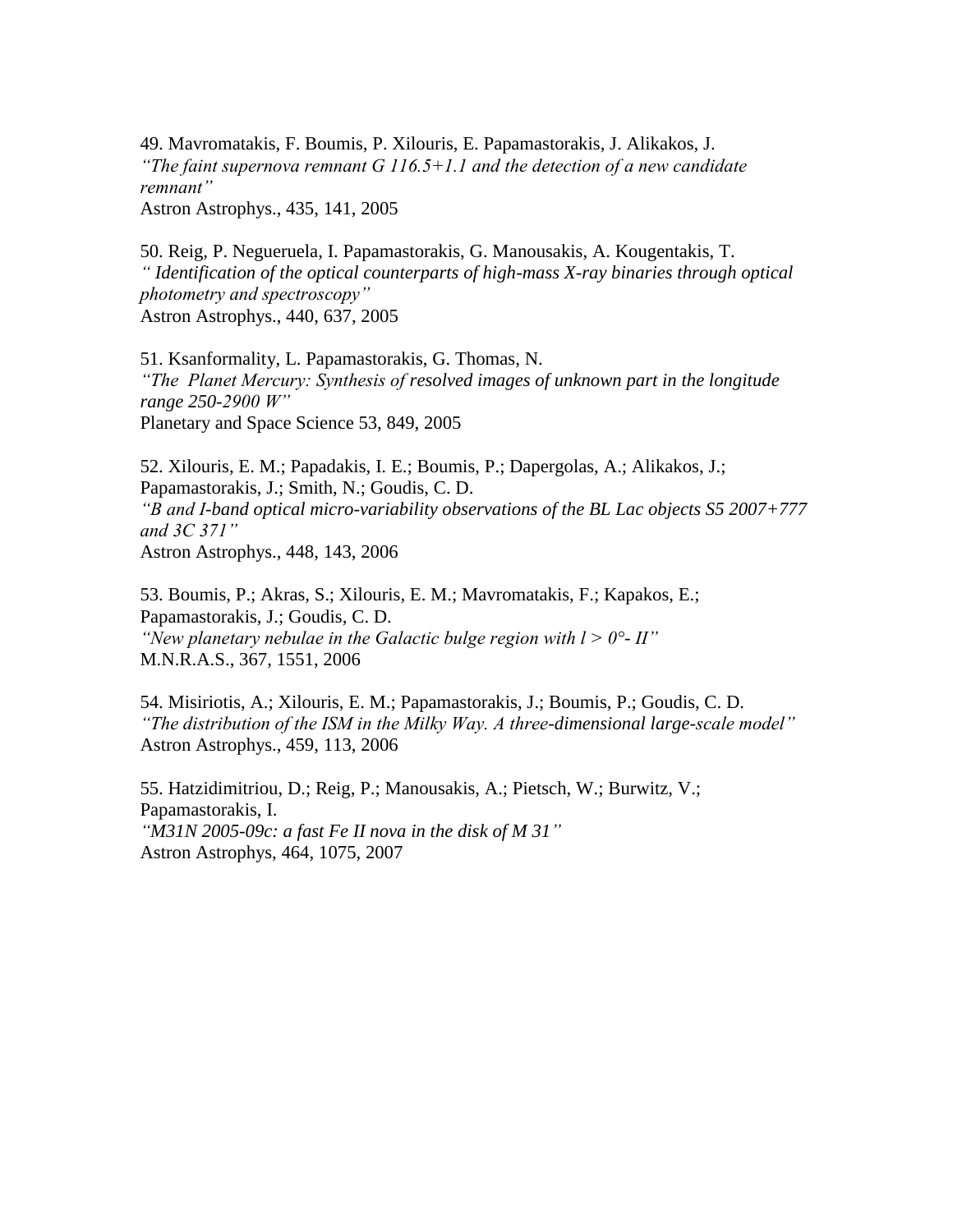49. Mavromatakis, F. Boumis, P. Xilouris, E. Papamastorakis, J. Alikakos, J.
*“The faint supernova remnant G 116.5+1.1 and the detection of a new candidate remnant”*
Astron Astrophys., 435, 141, 2005

50. Reig, P. Negueruela, I. Papamastorakis, G. Manousakis, A. Kougentakis, T.
*“ Identification of the optical counterparts of high-mass X-ray binaries through optical photometry and spectroscopy”*
Astron Astrophys., 440, 637, 2005

51. Ksanformality, L. Papamastorakis, G. Thomas, N.
*“The  Planet Mercury: Synthesis of resolved images of unknown part in the longitude range 250-2900 W”*
Planetary and Space Science 53, 849, 2005

52. Xilouris, E. M.; Papadakis, I. E.; Boumis, P.; Dapergolas, A.; Alikakos, J.; Papamastorakis, J.; Smith, N.; Goudis, C. D.
*“B and I-band optical micro-variability observations of the BL Lac objects S5 2007+777 and 3C 371”*
Astron Astrophys., 448, 143, 2006

53. Boumis, P.; Akras, S.; Xilouris, E. M.; Mavromatakis, F.; Kapakos, E.; Papamastorakis, J.; Goudis, C. D.
*“New planetary nebulae in the Galactic bulge region with l > 0°- II”*
M.N.R.A.S., 367, 1551, 2006

54. Misiriotis, A.; Xilouris, E. M.; Papamastorakis, J.; Boumis, P.; Goudis, C. D.
*“The distribution of the ISM in the Milky Way. A three-dimensional large-scale model”*
Astron Astrophys., 459, 113, 2006

55. Hatzidimitriou, D.; Reig, P.; Manousakis, A.; Pietsch, W.; Burwitz, V.; Papamastorakis, I.
*“M31N 2005-09c: a fast Fe II nova in the disk of M 31”*
Astron Astrophys, 464, 1075, 2007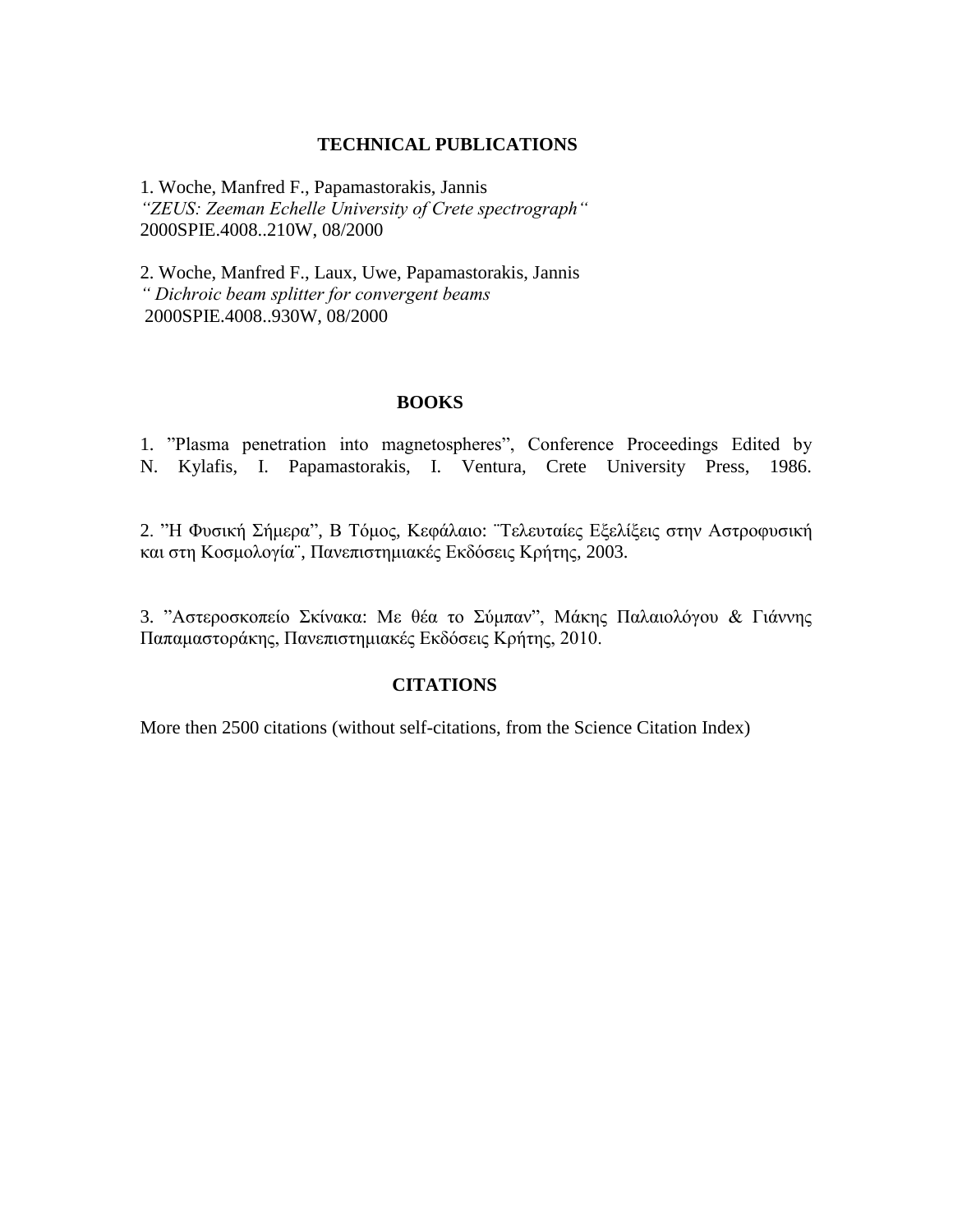## TECHNICAL PUBLICATIONS

1. Woche, Manfred F., Papamastorakis, Jannis
*"ZEUS: Zeeman Echelle University of Crete spectrograph"*
2000SPIE.4008..210W, 08/2000

2. Woche, Manfred F., Laux, Uwe, Papamastorakis, Jannis
*" Dichroic beam splitter for convergent beams*
2000SPIE.4008..930W, 08/2000

## BOOKS

1. "Plasma penetration into magnetospheres", Conference Proceedings Edited by N. Kylafis, I. Papamastorakis, I. Ventura, Crete University Press, 1986.

2. "Η Φυσική Σήμερα", Β Τόμος, Κεφάλαιο: ¨Τελευταίες Εξελίξεις στην Αστροφυσική και στη Κοσμολογία¨, Πανεπιστημιακές Εκδόσεις Κρήτης, 2003.

3. "Αστεροσκοπείο Σκίνακα: Με θέα το Σύμπαν", Μάκης Παλαιολόγου & Γιάννης Παπαμαστοράκης, Πανεπιστημιακές Εκδόσεις Κρήτης, 2010.

## CITATIONS

More then 2500 citations (without self-citations, from the Science Citation Index)